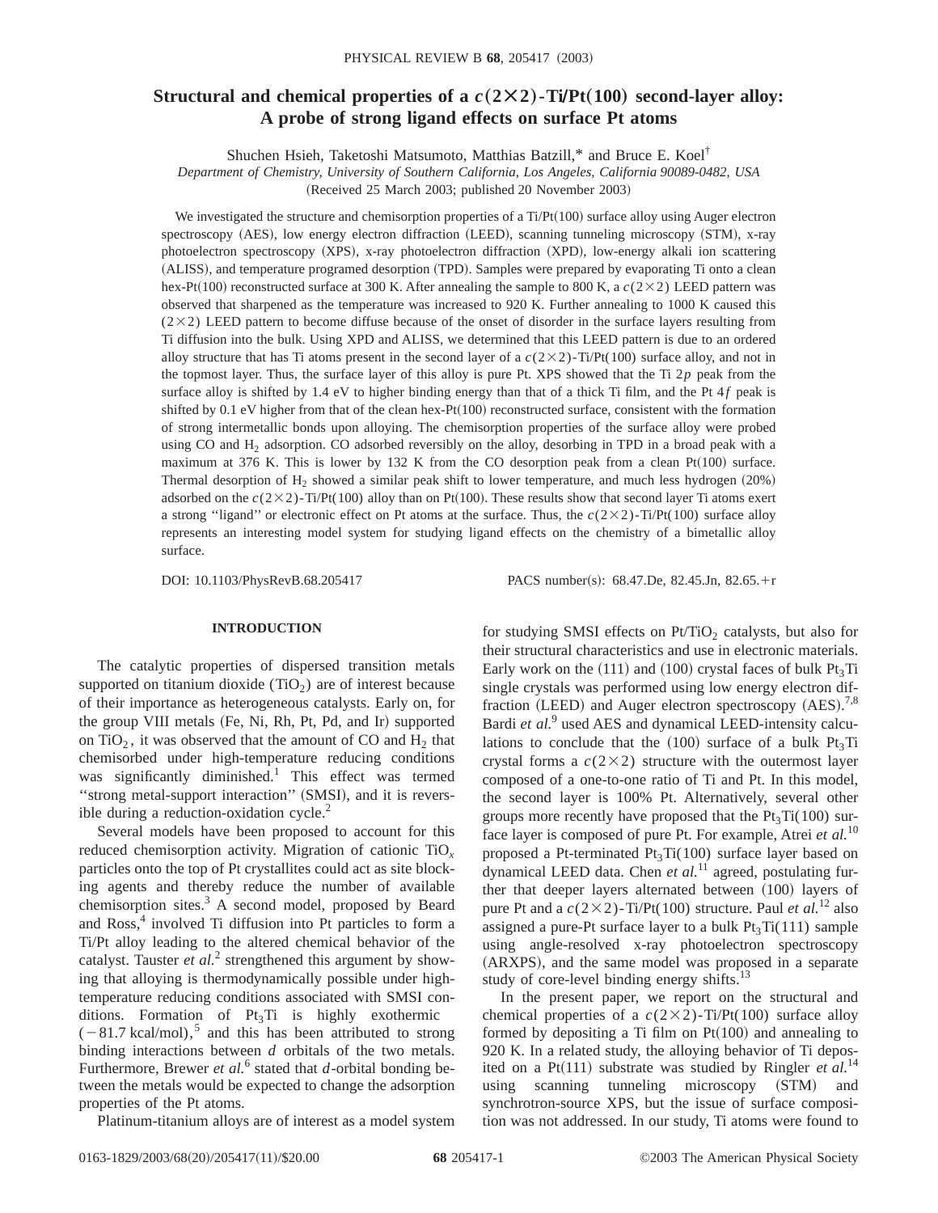# Structural and chemical properties of a $c(2\times2)$-Ti/Pt(100) second-layer alloy: A probe of strong ligand effects on surface Pt atoms

Shuchen Hsieh, Taketoshi Matsumoto, Matthias Batzill,* and Bruce E. Koel†

*Department of Chemistry, University of Southern California, Los Angeles, California 90089-0482, USA*

(Received 25 March 2003; published 20 November 2003)

We investigated the structure and chemisorption properties of a Ti/Pt(100) surface alloy using Auger electron spectroscopy (AES), low energy electron diffraction (LEED), scanning tunneling microscopy (STM), x-ray photoelectron spectroscopy (XPS), x-ray photoelectron diffraction (XPD), low-energy alkali ion scattering (ALISS), and temperature programed desorption (TPD). Samples were prepared by evaporating Ti onto a clean hex-Pt(100) reconstructed surface at 300 K. After annealing the sample to 800 K, a $c(2\times2)$ LEED pattern was observed that sharpened as the temperature was increased to 920 K. Further annealing to 1000 K caused this $(2\times2)$ LEED pattern to become diffuse because of the onset of disorder in the surface layers resulting from Ti diffusion into the bulk. Using XPD and ALISS, we determined that this LEED pattern is due to an ordered alloy structure that has Ti atoms present in the second layer of a $c(2\times2)$-Ti/Pt(100) surface alloy, and not in the topmost layer. Thus, the surface layer of this alloy is pure Pt. XPS showed that the Ti $2p$ peak from the surface alloy is shifted by 1.4 eV to higher binding energy than that of a thick Ti film, and the Pt $4f$ peak is shifted by 0.1 eV higher from that of the clean hex-Pt(100) reconstructed surface, consistent with the formation of strong intermetallic bonds upon alloying. The chemisorption properties of the surface alloy were probed using CO and $H_2$ adsorption. CO adsorbed reversibly on the alloy, desorbing in TPD in a broad peak with a maximum at 376 K. This is lower by 132 K from the CO desorption peak from a clean Pt(100) surface. Thermal desorption of $H_2$ showed a similar peak shift to lower temperature, and much less hydrogen (20%) adsorbed on the $c(2\times2)$-Ti/Pt(100) alloy than on Pt(100). These results show that second layer Ti atoms exert a strong ''ligand'' or electronic effect on Pt atoms at the surface. Thus, the $c(2\times2)$-Ti/Pt(100) surface alloy represents an interesting model system for studying ligand effects on the chemistry of a bimetallic alloy surface.

DOI: 10.1103/PhysRevB.68.205417 PACS number(s): 68.47.De, 82.45.Jn, 82.65.+r

## INTRODUCTION

The catalytic properties of dispersed transition metals supported on titanium dioxide ($TiO_2$) are of interest because of their importance as heterogeneous catalysts. Early on, for the group VIII metals (Fe, Ni, Rh, Pt, Pd, and Ir) supported on $TiO_2$, it was observed that the amount of CO and $H_2$ that chemisorbed under high-temperature reducing conditions was significantly diminished.[1] This effect was termed ''strong metal-support interaction'' (SMSI), and it is reversible during a reduction-oxidation cycle.[2]

Several models have been proposed to account for this reduced chemisorption activity. Migration of cationic $TiO_x$ particles onto the top of Pt crystallites could act as site blocking agents and thereby reduce the number of available chemisorption sites.[3] A second model, proposed by Beard and Ross,[4] involved Ti diffusion into Pt particles to form a Ti/Pt alloy leading to the altered chemical behavior of the catalyst. Tauster *et al.*[2] strengthened this argument by showing that alloying is thermodynamically possible under high-temperature reducing conditions associated with SMSI conditions. Formation of $Pt_3Ti$ is highly exothermic ($-81.7$ kcal/mol),[5] and this has been attributed to strong binding interactions between $d$ orbitals of the two metals. Furthermore, Brewer *et al.*[6] stated that $d$-orbital bonding between the metals would be expected to change the adsorption properties of the Pt atoms.

Platinum-titanium alloys are of interest as a model system for studying SMSI effects on Pt/$TiO_2$ catalysts, but also for their structural characteristics and use in electronic materials. Early work on the (111) and (100) crystal faces of bulk $Pt_3Ti$ single crystals was performed using low energy electron diffraction (LEED) and Auger electron spectroscopy (AES).[7,8] Bardi *et al.*[9] used AES and dynamical LEED-intensity calculations to conclude that the (100) surface of a bulk $Pt_3Ti$ crystal forms a $c(2\times2)$ structure with the outermost layer composed of a one-to-one ratio of Ti and Pt. In this model, the second layer is 100% Pt. Alternatively, several other groups more recently have proposed that the $Pt_3Ti$(100) surface layer is composed of pure Pt. For example, Atrei *et al.*[10] proposed a Pt-terminated $Pt_3Ti$(100) surface layer based on dynamical LEED data. Chen *et al.*[11] agreed, postulating further that deeper layers alternated between (100) layers of pure Pt and a $c(2\times2)$-Ti/Pt(100) structure. Paul *et al.*[12] also assigned a pure-Pt surface layer to a bulk $Pt_3Ti$(111) sample using angle-resolved x-ray photoelectron spectroscopy (ARXPS), and the same model was proposed in a separate study of core-level binding energy shifts.[13]

In the present paper, we report on the structural and chemical properties of a $c(2\times2)$-Ti/Pt(100) surface alloy formed by depositing a Ti film on Pt(100) and annealing to 920 K. In a related study, the alloying behavior of Ti deposited on a Pt(111) substrate was studied by Ringler *et al.*[14] using scanning tunneling microscopy (STM) and synchrotron-source XPS, but the issue of surface composition was not addressed. In our study, Ti atoms were found to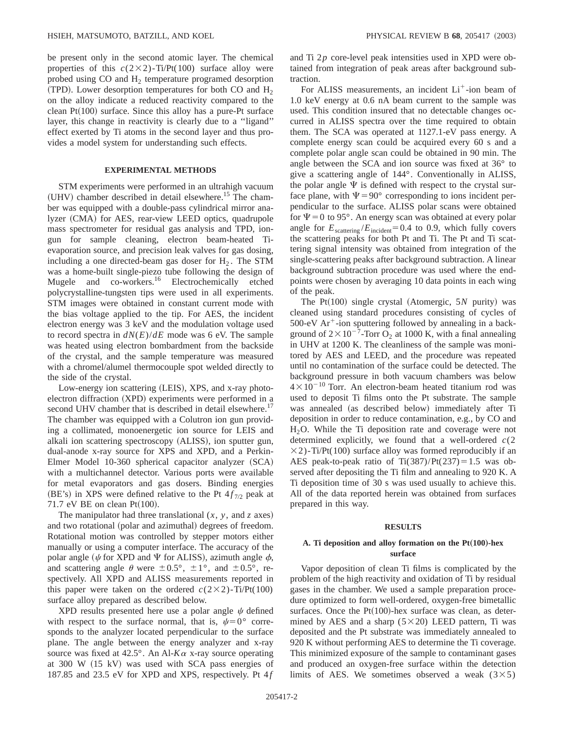be present only in the second atomic layer. The chemical properties of this $c(2\times2)$-Ti/Pt(100) surface alloy were probed using CO and $H_2$ temperature programed desorption (TPD). Lower desorption temperatures for both CO and $H_2$ on the alloy indicate a reduced reactivity compared to the clean Pt(100) surface. Since this alloy has a pure-Pt surface layer, this change in reactivity is clearly due to a ''ligand'' effect exerted by Ti atoms in the second layer and thus provides a model system for understanding such effects.

## EXPERIMENTAL METHODS

STM experiments were performed in an ultrahigh vacuum (UHV) chamber described in detail elsewhere.[15] The chamber was equipped with a double-pass cylindrical mirror analyzer (CMA) for AES, rear-view LEED optics, quadrupole mass spectrometer for residual gas analysis and TPD, ion-gun for sample cleaning, electron beam-heated Ti-evaporation source, and precision leak valves for gas dosing, including a one directed-beam gas doser for $H_2$. The STM was a home-built single-piezo tube following the design of Mugele and co-workers.[16] Electrochemically etched polycrystalline-tungsten tips were used in all experiments. STM images were obtained in constant current mode with the bias voltage applied to the tip. For AES, the incident electron energy was 3 keV and the modulation voltage used to record spectra in $dN(E)/dE$ mode was 6 eV. The sample was heated using electron bombardment from the backside of the crystal, and the sample temperature was measured with a chromel/alumel thermocouple spot welded directly to the side of the crystal.

Low-energy ion scattering (LEIS), XPS, and x-ray photoelectron diffraction (XPD) experiments were performed in a second UHV chamber that is described in detail elsewhere.[17] The chamber was equipped with a Colutron ion gun providing a collimated, monoenergetic ion source for LEIS and alkali ion scattering spectroscopy (ALISS), ion sputter gun, dual-anode x-ray source for XPS and XPD, and a Perkin-Elmer Model 10-360 spherical capacitor analyzer (SCA) with a multichannel detector. Various ports were available for metal evaporators and gas dosers. Binding energies (BE's) in XPS were defined relative to the Pt $4f_{7/2}$ peak at 71.7 eV BE on clean Pt(100).

The manipulator had three translational ($x$, $y$, and $z$ axes) and two rotational (polar and azimuthal) degrees of freedom. Rotational motion was controlled by stepper motors either manually or using a computer interface. The accuracy of the polar angle ($\psi$ for XPD and $\Psi$ for ALISS), azimuth angle $\phi$, and scattering angle $\theta$ were $\pm0.5°$, $\pm1°$, and $\pm0.5°$, respectively. All XPD and ALISS measurements reported in this paper were taken on the ordered $c(2\times2)$-Ti/Pt(100) surface alloy prepared as described below.

XPD results presented here use a polar angle $\psi$ defined with respect to the surface normal, that is, $\psi=0°$ corresponds to the analyzer located perpendicular to the surface plane. The angle between the energy analyzer and x-ray source was fixed at 42.5°. An Al-$K\alpha$ x-ray source operating at 300 W (15 kV) was used with SCA pass energies of 187.85 and 23.5 eV for XPD and XPS, respectively. Pt $4f$ and Ti $2p$ core-level peak intensities used in XPD were obtained from integration of peak areas after background subtraction.

For ALISS measurements, an incident $Li^+$-ion beam of 1.0 keV energy at 0.6 nA beam current to the sample was used. This condition insured that no detectable changes occurred in ALISS spectra over the time required to obtain them. The SCA was operated at 1127.1-eV pass energy. A complete energy scan could be acquired every 60 s and a complete polar angle scan could be obtained in 90 min. The angle between the SCA and ion source was fixed at 36° to give a scattering angle of 144°. Conventionally in ALISS, the polar angle $\Psi$ is defined with respect to the crystal surface plane, with $\Psi=90°$ corresponding to ions incident perpendicular to the surface. ALISS polar scans were obtained for $\Psi=0$ to 95°. An energy scan was obtained at every polar angle for $E_{\mathrm{scattering}}/E_{\mathrm{incident}}=0.4$ to 0.9, which fully covers the scattering peaks for both Pt and Ti. The Pt and Ti scattering signal intensity was obtained from integration of the single-scattering peaks after background subtraction. A linear background subtraction procedure was used where the endpoints were chosen by averaging 10 data points in each wing of the peak.

The Pt(100) single crystal (Atomergic, 5$N$ purity) was cleaned using standard procedures consisting of cycles of 500-eV $Ar^+$-ion sputtering followed by annealing in a background of $2\times10^{-7}$-Torr $O_2$ at 1000 K, with a final annealing in UHV at 1200 K. The cleanliness of the sample was monitored by AES and LEED, and the procedure was repeated until no contamination of the surface could be detected. The background pressure in both vacuum chambers was below $4\times10^{-10}$ Torr. An electron-beam heated titanium rod was used to deposit Ti films onto the Pt substrate. The sample was annealed (as described below) immediately after Ti deposition in order to reduce contamination, e.g., by CO and $H_2O$. While the Ti deposition rate and coverage were not determined explicitly, we found that a well-ordered $c(2\times2)$-Ti/Pt(100) surface alloy was formed reproducibly if an AES peak-to-peak ratio of Ti(387)/Pt(237) = 1.5 was observed after depositing the Ti film and annealing to 920 K. A Ti deposition time of 30 s was used usually to achieve this. All of the data reported herein was obtained from surfaces prepared in this way.

## RESULTS

### A. Ti deposition and alloy formation on the Pt(100)-hex surface

Vapor deposition of clean Ti films is complicated by the problem of the high reactivity and oxidation of Ti by residual gases in the chamber. We used a sample preparation procedure optimized to form well-ordered, oxygen-free bimetallic surfaces. Once the Pt(100)-hex surface was clean, as determined by AES and a sharp $(5\times20)$ LEED pattern, Ti was deposited and the Pt substrate was immediately annealed to 920 K without performing AES to determine the Ti coverage. This minimized exposure of the sample to contaminant gases and produced an oxygen-free surface within the detection limits of AES. We sometimes observed a weak $(3\times5)$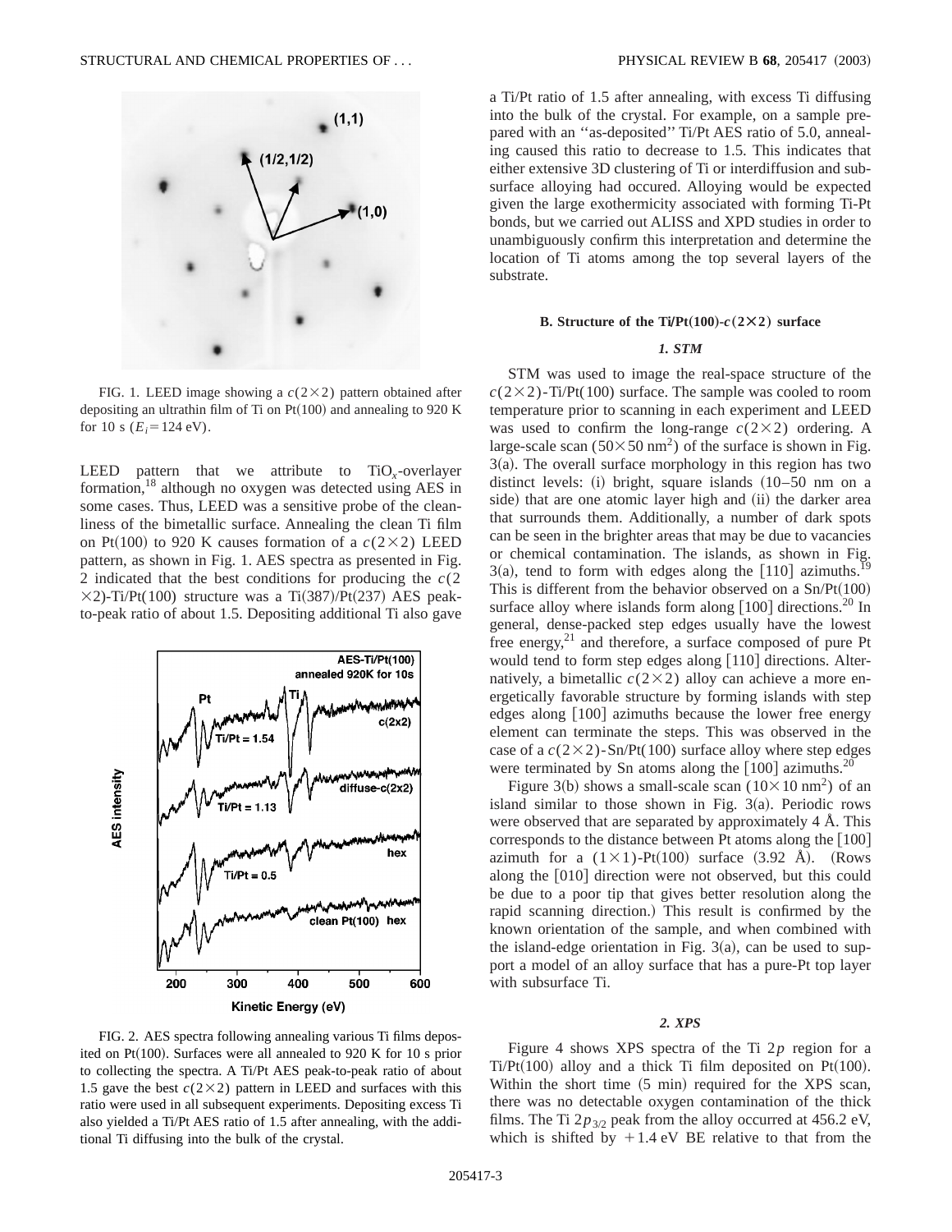FIG. 1. LEED image showing a $c(2\times2)$ pattern obtained after depositing an ultrathin film of Ti on Pt(100) and annealing to 920 K for 10 s ($E_i=124$ eV).

LEED pattern that we attribute to $TiO_x$-overlayer formation,[18] although no oxygen was detected using AES in some cases. Thus, LEED was a sensitive probe of the cleanliness of the bimetallic surface. Annealing the clean Ti film on Pt(100) to 920 K causes formation of a $c(2\times2)$ LEED pattern, as shown in Fig. 1. AES spectra as presented in Fig. 2 indicated that the best conditions for producing the $c(2\times2)$-Ti/Pt(100) structure was a Ti(387)/Pt(237) AES peak-to-peak ratio of about 1.5. Depositing additional Ti also gave a Ti/Pt ratio of 1.5 after annealing, with excess Ti diffusing into the bulk of the crystal. For example, on a sample prepared with an "as-deposited" Ti/Pt AES ratio of 5.0, annealing caused this ratio to decrease to 1.5. This indicates that either extensive 3D clustering of Ti or interdiffusion and subsurface alloying had occured. Alloying would be expected given the large exothermicity associated with forming Ti-Pt bonds, but we carried out ALISS and XPD studies in order to unambiguously confirm this interpretation and determine the location of Ti atoms among the top several layers of the substrate.

FIG. 2. AES spectra following annealing various Ti films deposited on Pt(100). Surfaces were all annealed to 920 K for 10 s prior to collecting the spectra. A Ti/Pt AES peak-to-peak ratio of about 1.5 gave the best $c(2\times2)$ pattern in LEED and surfaces with this ratio were used in all subsequent experiments. Depositing excess Ti also yielded a Ti/Pt AES ratio of 1.5 after annealing, with the additional Ti diffusing into the bulk of the crystal.

### B. Structure of the Ti/Pt(100)-$c(2\times2)$ surface

#### *1. STM*

STM was used to image the real-space structure of the $c(2\times2)$-Ti/Pt(100) surface. The sample was cooled to room temperature prior to scanning in each experiment and LEED was used to confirm the long-range $c(2\times2)$ ordering. A large-scale scan ($50\times50$ nm$^2$) of the surface is shown in Fig. 3(a). The overall surface morphology in this region has two distinct levels: (i) bright, square islands (10–50 nm on a side) that are one atomic layer high and (ii) the darker area that surrounds them. Additionally, a number of dark spots can be seen in the brighter areas that may be due to vacancies or chemical contamination. The islands, as shown in Fig. 3(a), tend to form with edges along the [110] azimuths.[19] This is different from the behavior observed on a Sn/Pt(100) surface alloy where islands form along [100] directions.[20] In general, dense-packed step edges usually have the lowest free energy,[21] and therefore, a surface composed of pure Pt would tend to form step edges along [110] directions. Alternatively, a bimetallic $c(2\times2)$ alloy can achieve a more energetically favorable structure by forming islands with step edges along [100] azimuths because the lower free energy element can terminate the steps. This was observed in the case of a $c(2\times2)$-Sn/Pt(100) surface alloy where step edges were terminated by Sn atoms along the [100] azimuths.[20]

Figure 3(b) shows a small-scale scan ($10\times10$ nm$^2$) of an island similar to those shown in Fig. 3(a). Periodic rows were observed that are separated by approximately 4 Å. This corresponds to the distance between Pt atoms along the [100] azimuth for a $(1\times1)$-Pt(100) surface (3.92 Å). (Rows along the [010] direction were not observed, but this could be due to a poor tip that gives better resolution along the rapid scanning direction.) This result is confirmed by the known orientation of the sample, and when combined with the island-edge orientation in Fig. 3(a), can be used to support a model of an alloy surface that has a pure-Pt top layer with subsurface Ti.

#### *2. XPS*

Figure 4 shows XPS spectra of the Ti 2$p$ region for a Ti/Pt(100) alloy and a thick Ti film deposited on Pt(100). Within the short time (5 min) required for the XPS scan, there was no detectable oxygen contamination of the thick films. The Ti $2p_{3/2}$ peak from the alloy occurred at 456.2 eV, which is shifted by $+1.4$ eV BE relative to that from the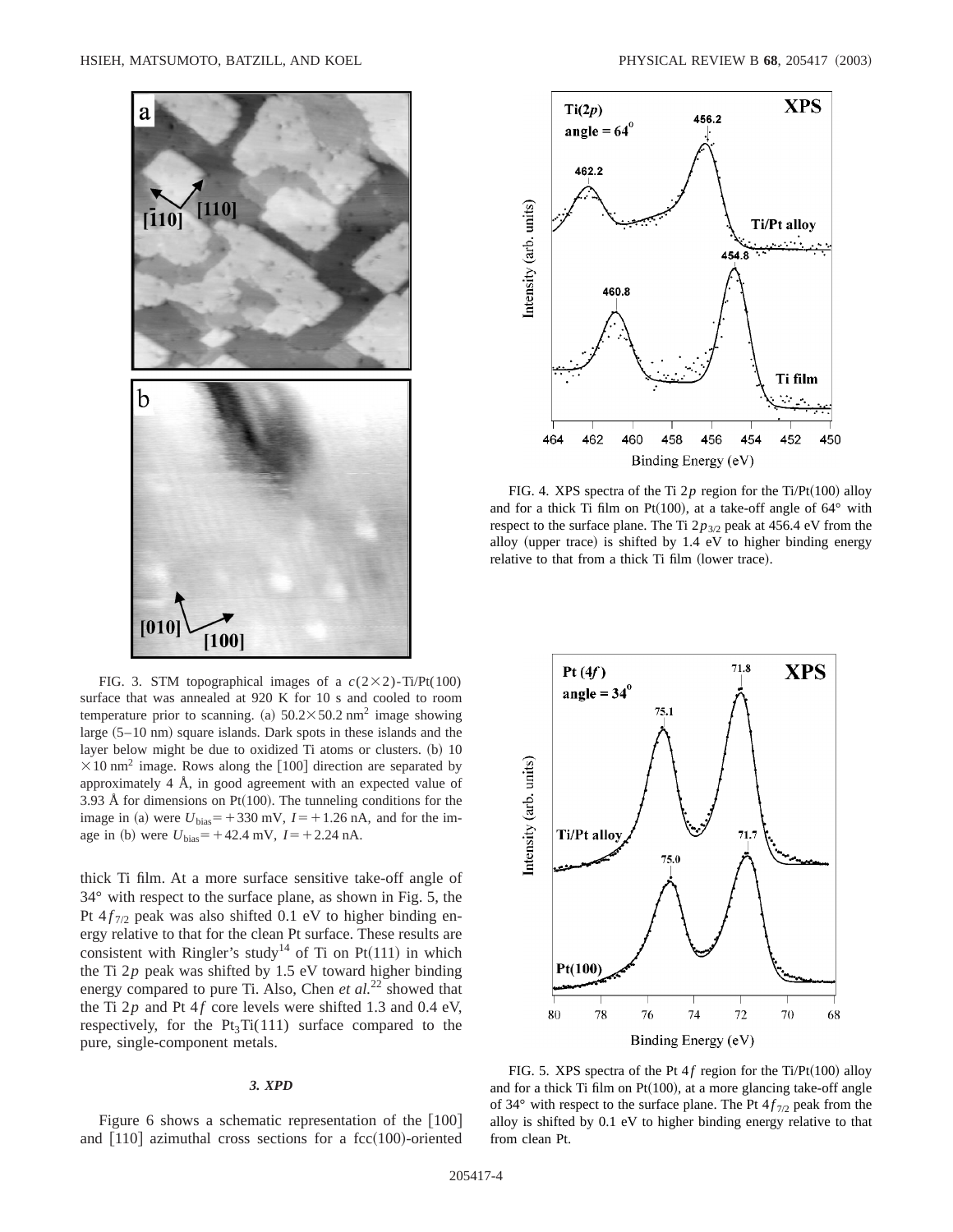FIG. 3. STM topographical images of a $c(2\times2)$-Ti/Pt(100) surface that was annealed at 920 K for 10 s and cooled to room temperature prior to scanning. (a) $50.2\times50.2\ \mathrm{nm}^2$ image showing large (5–10 nm) square islands. Dark spots in these islands and the layer below might be due to oxidized Ti atoms or clusters. (b) $10\times10\ \mathrm{nm}^2$ image. Rows along the [100] direction are separated by approximately 4 Å, in good agreement with an expected value of 3.93 Å for dimensions on Pt(100). The tunneling conditions for the image in (a) were $U_{\mathrm{bias}}=+330$ mV, $I=+1.26$ nA, and for the image in (b) were $U_{\mathrm{bias}}=+42.4$ mV, $I=+2.24$ nA.

FIG. 4. XPS spectra of the Ti $2p$ region for the Ti/Pt(100) alloy and for a thick Ti film on Pt(100), at a take-off angle of 64° with respect to the surface plane. The Ti $2p_{3/2}$ peak at 456.4 eV from the alloy (upper trace) is shifted by 1.4 eV to higher binding energy relative to that from a thick Ti film (lower trace).

thick Ti film. At a more surface sensitive take-off angle of 34° with respect to the surface plane, as shown in Fig. 5, the Pt $4f_{7/2}$ peak was also shifted 0.1 eV to higher binding energy relative to that for the clean Pt surface. These results are consistent with Ringler's study[14] of Ti on Pt(111) in which the Ti $2p$ peak was shifted by 1.5 eV toward higher binding energy compared to pure Ti. Also, Chen *et al.*[22] showed that the Ti $2p$ and Pt $4f$ core levels were shifted 1.3 and 0.4 eV, respectively, for the $Pt_3Ti(111)$ surface compared to the pure, single-component metals.

### 3. XPD

Figure 6 shows a schematic representation of the [100] and [110] azimuthal cross sections for a fcc(100)-oriented

FIG. 5. XPS spectra of the Pt $4f$ region for the Ti/Pt(100) alloy and for a thick Ti film on Pt(100), at a more glancing take-off angle of 34° with respect to the surface plane. The Pt $4f_{7/2}$ peak from the alloy is shifted by 0.1 eV to higher binding energy relative to that from clean Pt.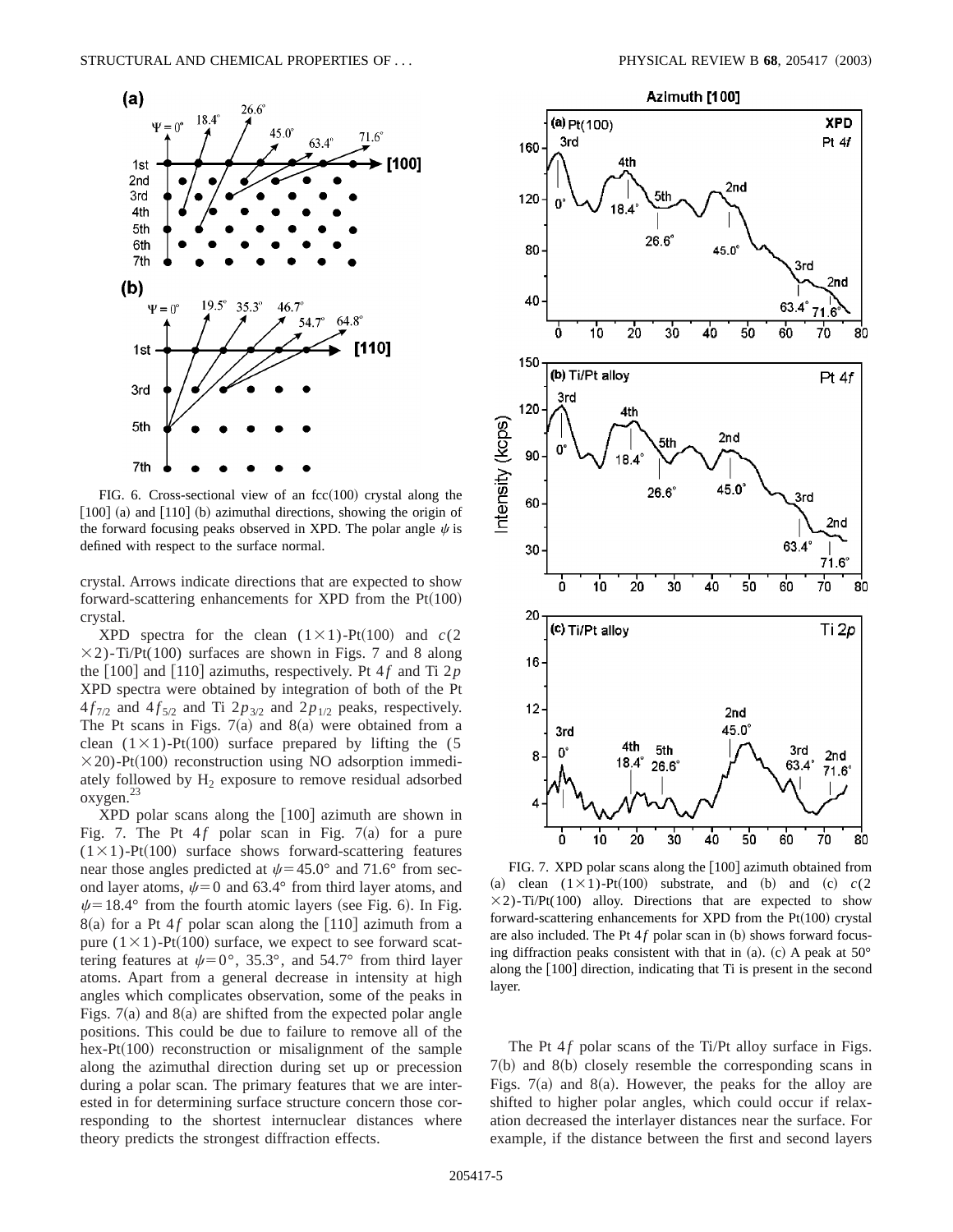FIG. 6. Cross-sectional view of an fcc(100) crystal along the [100] (a) and [110] (b) azimuthal directions, showing the origin of the forward focusing peaks observed in XPD. The polar angle $\psi$ is defined with respect to the surface normal.

crystal. Arrows indicate directions that are expected to show forward-scattering enhancements for XPD from the Pt(100) crystal.

XPD spectra for the clean $(1\times1)$-Pt(100) and $c(2\times2)$-Ti/Pt(100) surfaces are shown in Figs. 7 and 8 along the [100] and [110] azimuths, respectively. Pt $4f$ and Ti $2p$ XPD spectra were obtained by integration of both of the Pt $4f_{7/2}$ and $4f_{5/2}$ and Ti $2p_{3/2}$ and $2p_{1/2}$ peaks, respectively. The Pt scans in Figs. 7(a) and 8(a) were obtained from a clean $(1\times1)$-Pt(100) surface prepared by lifting the $(5\times20)$-Pt(100) reconstruction using NO adsorption immediately followed by $H_2$ exposure to remove residual adsorbed oxygen.[23]

XPD polar scans along the [100] azimuth are shown in Fig. 7. The Pt $4f$ polar scan in Fig. 7(a) for a pure $(1\times1)$-Pt(100) surface shows forward-scattering features near those angles predicted at $\psi=45.0°$ and $71.6°$ from second layer atoms, $\psi=0$ and $63.4°$ from third layer atoms, and $\psi=18.4°$ from the fourth atomic layers (see Fig. 6). In Fig. 8(a) for a Pt $4f$ polar scan along the [110] azimuth from a pure $(1\times1)$-Pt(100) surface, we expect to see forward scattering features at $\psi=0°$, $35.3°$, and $54.7°$ from third layer atoms. Apart from a general decrease in intensity at high angles which complicates observation, some of the peaks in Figs. 7(a) and 8(a) are shifted from the expected polar angle positions. This could be due to failure to remove all of the hex-Pt(100) reconstruction or misalignment of the sample along the azimuthal direction during set up or precession during a polar scan. The primary features that we are interested in for determining surface structure concern those corresponding to the shortest internuclear distances where theory predicts the strongest diffraction effects.

FIG. 7. XPD polar scans along the [100] azimuth obtained from (a) clean $(1\times1)$-Pt(100) substrate, and (b) and (c) $c(2\times2)$-Ti/Pt(100) alloy. Directions that are expected to show forward-scattering enhancements for XPD from the Pt(100) crystal are also included. The Pt $4f$ polar scan in (b) shows forward focusing diffraction peaks consistent with that in (a). (c) A peak at 50° along the [100] direction, indicating that Ti is present in the second layer.

The Pt $4f$ polar scans of the Ti/Pt alloy surface in Figs. 7(b) and 8(b) closely resemble the corresponding scans in Figs. 7(a) and 8(a). However, the peaks for the alloy are shifted to higher polar angles, which could occur if relaxation decreased the interlayer distances near the surface. For example, if the distance between the first and second layers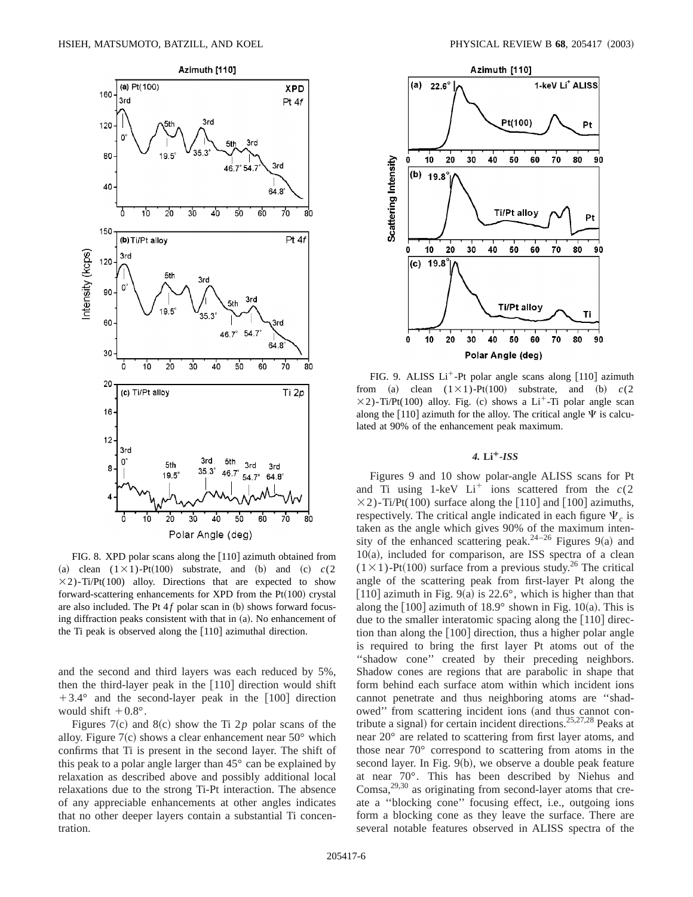FIG. 8. XPD polar scans along the [110] azimuth obtained from (a) clean $(1\times1)$-Pt(100) substrate, and (b) and (c) $c(2\times2)$-Ti/Pt(100) alloy. Directions that are expected to show forward-scattering enhancements for XPD from the Pt(100) crystal are also included. The Pt $4f$ polar scan in (b) shows forward focusing diffraction peaks consistent with that in (a). No enhancement of the Ti peak is observed along the [110] azimuthal direction.

and the second and third layers was each reduced by 5%, then the third-layer peak in the [110] direction would shift $+3.4°$ and the second-layer peak in the [100] direction would shift $+0.8°$.

Figures 7(c) and 8(c) show the Ti $2p$ polar scans of the alloy. Figure 7(c) shows a clear enhancement near 50° which confirms that Ti is present in the second layer. The shift of this peak to a polar angle larger than 45° can be explained by relaxation as described above and possibly additional local relaxations due to the strong Ti-Pt interaction. The absence of any appreciable enhancements at other angles indicates that no other deeper layers contain a substantial Ti concentration.

FIG. 9. ALISS $Li^{+}$-Pt polar angle scans along [110] azimuth from (a) clean $(1\times1)$-Pt(100) substrate, and (b) $c(2\times2)$-Ti/Pt(100) alloy. Fig. (c) shows a $Li^{+}$-Ti polar angle scan along the [110] azimuth for the alloy. The critical angle $\Psi$ is calculated at 90% of the enhancement peak maximum.

#### 4. $Li^{+}$-*ISS*

Figures 9 and 10 show polar-angle ALISS scans for Pt and Ti using 1-keV $Li^{+}$ ions scattered from the $c(2\times2)$-Ti/Pt(100) surface along the [110] and [100] azimuths, respectively. The critical angle indicated in each figure $\Psi_c$ is taken as the angle which gives 90% of the maximum intensity of the enhanced scattering peak.[24–26] Figures 9(a) and 10(a), included for comparison, are ISS spectra of a clean $(1\times1)$-Pt(100) surface from a previous study.[26] The critical angle of the scattering peak from first-layer Pt along the [110] azimuth in Fig. 9(a) is 22.6°, which is higher than that along the [100] azimuth of 18.9° shown in Fig. 10(a). This is due to the smaller interatomic spacing along the [110] direction than along the [100] direction, thus a higher polar angle is required to bring the first layer Pt atoms out of the "shadow cone" created by their preceding neighbors. Shadow cones are regions that are parabolic in shape that form behind each surface atom within which incident ions cannot penetrate and thus neighboring atoms are "shadowed" from scattering incident ions (and thus cannot contribute a signal) for certain incident directions.[25,27,28] Peaks at near 20° are related to scattering from first layer atoms, and those near 70° correspond to scattering from atoms in the second layer. In Fig. 9(b), we observe a double peak feature at near 70°. This has been described by Niehus and Comsa,[29,30] as originating from second-layer atoms that create a "blocking cone" focusing effect, i.e., outgoing ions form a blocking cone as they leave the surface. There are several notable features observed in ALISS spectra of the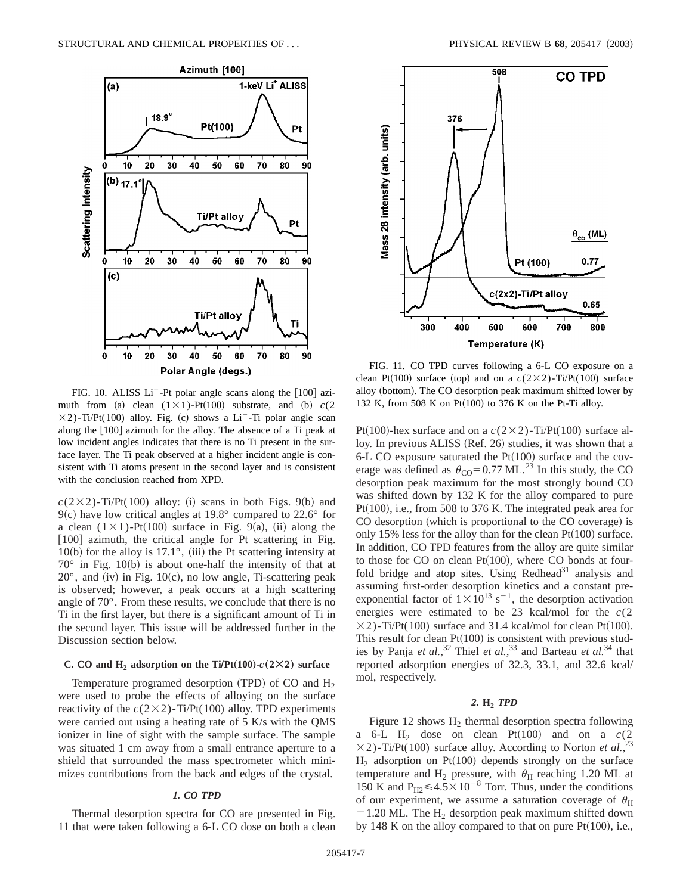FIG. 10. ALISS $Li^+$-Pt polar angle scans along the [100] azimuth from (a) clean $(1\times1)$-Pt(100) substrate, and (b) $c(2\times2)$-Ti/Pt(100) alloy. Fig. (c) shows a $Li^+$-Ti polar angle scan along the [100] azimuth for the alloy. The absence of a Ti peak at low incident angles indicates that there is no Ti present in the surface layer. The Ti peak observed at a higher incident angle is consistent with Ti atoms present in the second layer and is consistent with the conclusion reached from XPD.

$c(2\times2)$-Ti/Pt(100) alloy: (i) scans in both Figs. 9(b) and 9(c) have low critical angles at 19.8° compared to 22.6° for a clean $(1\times1)$-Pt(100) surface in Fig. 9(a), (ii) along the [100] azimuth, the critical angle for Pt scattering in Fig. 10(b) for the alloy is 17.1°, (iii) the Pt scattering intensity at 70° in Fig. 10(b) is about one-half the intensity of that at 20°, and (iv) in Fig. 10(c), no low angle, Ti-scattering peak is observed; however, a peak occurs at a high scattering angle of 70°. From these results, we conclude that there is no Ti in the first layer, but there is a significant amount of Ti in the second layer. This issue will be addressed further in the Discussion section below.

### C. CO and $H_2$ adsorption on the Ti/Pt(100)-$c(2\times2)$ surface

Temperature programed desorption (TPD) of CO and $H_2$ were used to probe the effects of alloying on the surface reactivity of the $c(2\times2)$-Ti/Pt(100) alloy. TPD experiments were carried out using a heating rate of 5 K/s with the QMS ionizer in line of sight with the sample surface. The sample was situated 1 cm away from a small entrance aperture to a shield that surrounded the mass spectrometer which minimizes contributions from the back and edges of the crystal.

#### *1. CO TPD*

Thermal desorption spectra for CO are presented in Fig. 11 that were taken following a 6-L CO dose on both a clean Pt(100)-hex surface and on a $c(2\times2)$-Ti/Pt(100) surface alloy. In previous ALISS (Ref. 26) studies, it was shown that a 6-L CO exposure saturated the Pt(100) surface and the coverage was defined as $\theta_{CO}=0.77$ ML.[23] In this study, the CO desorption peak maximum for the most strongly bound CO was shifted down by 132 K for the alloy compared to pure Pt(100), i.e., from 508 to 376 K. The integrated peak area for CO desorption (which is proportional to the CO coverage) is only 15% less for the alloy than for the clean Pt(100) surface. In addition, CO TPD features from the alloy are quite similar to those for CO on clean Pt(100), where CO bonds at fourfold bridge and atop sites. Using Redhead[31] analysis and assuming first-order desorption kinetics and a constant preexponential factor of $1\times10^{13}$ s$^{-1}$, the desorption activation energies were estimated to be 23 kcal/mol for the $c(2\times2)$-Ti/Pt(100) surface and 31.4 kcal/mol for clean Pt(100). This result for clean Pt(100) is consistent with previous studies by Panja *et al.*,[32] Thiel *et al.*,[33] and Barteau *et al.*[34] that reported adsorption energies of 32.3, 33.1, and 32.6 kcal/mol, respectively.

FIG. 11. CO TPD curves following a 6-L CO exposure on a clean Pt(100) surface (top) and on a $c(2\times2)$-Ti/Pt(100) surface alloy (bottom). The CO desorption peak maximum shifted lower by 132 K, from 508 K on Pt(100) to 376 K on the Pt-Ti alloy.

#### *2. $H_2$ TPD*

Figure 12 shows $H_2$ thermal desorption spectra following a 6-L $H_2$ dose on clean Pt(100) and on a $c(2\times2)$-Ti/Pt(100) surface alloy. According to Norton *et al.*,[23] $H_2$ adsorption on Pt(100) depends strongly on the surface temperature and $H_2$ pressure, with $\theta_H$ reaching 1.20 ML at 150 K and $P_{H2}\leq4.5\times10^{-8}$ Torr. Thus, under the conditions of our experiment, we assume a saturation coverage of $\theta_H=1.20$ ML. The $H_2$ desorption peak maximum shifted down by 148 K on the alloy compared to that on pure Pt(100), i.e.,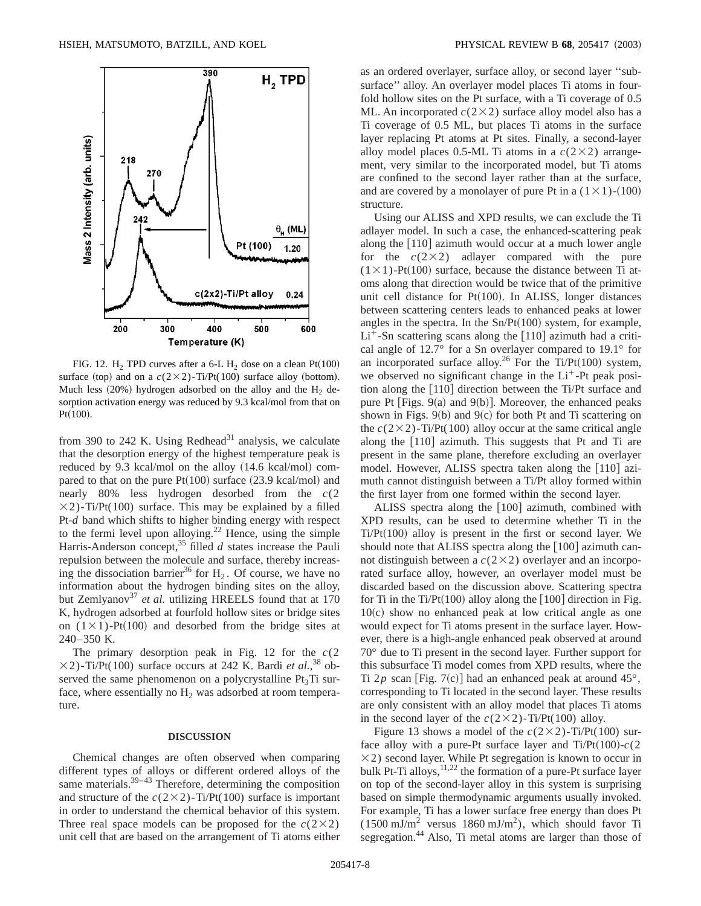FIG. 12. $H_2$ TPD curves after a 6-L $H_2$ dose on a clean Pt(100) surface (top) and on a $c(2\times2)$-Ti/Pt(100) surface alloy (bottom). Much less (20%) hydrogen adsorbed on the alloy and the $H_2$ desorption activation energy was reduced by 9.3 kcal/mol from that on Pt(100).

from 390 to 242 K. Using Redhead[31] analysis, we calculate that the desorption energy of the highest temperature peak is reduced by 9.3 kcal/mol on the alloy (14.6 kcal/mol) compared to that on the pure Pt(100) surface (23.9 kcal/mol) and nearly 80% less hydrogen desorbed from the $c(2\times2)$-Ti/Pt(100) surface. This may be explained by a filled Pt-*d* band which shifts to higher binding energy with respect to the fermi level upon alloying.[22] Hence, using the simple Harris-Anderson concept,[35] filled *d* states increase the Pauli repulsion between the molecule and surface, thereby increasing the dissociation barrier[36] for $H_2$. Of course, we have no information about the hydrogen binding sites on the alloy, but Zemlyanov[37] *et al.* utilizing HREELS found that at 170 K, hydrogen adsorbed at fourfold hollow sites or bridge sites on $(1\times1)$-Pt(100) and desorbed from the bridge sites at 240–350 K.

The primary desorption peak in Fig. 12 for the $c(2\times2)$-Ti/Pt(100) surface occurs at 242 K. Bardi *et al.*,[38] observed the same phenomenon on a polycrystalline $Pt_3Ti$ surface, where essentially no $H_2$ was adsorbed at room temperature.

## DISCUSSION

Chemical changes are often observed when comparing different types of alloys or different ordered alloys of the same materials.[39–43] Therefore, determining the composition and structure of the $c(2\times2)$-Ti/Pt(100) surface is important in order to understand the chemical behavior of this system. Three real space models can be proposed for the $c(2\times2)$ unit cell that are based on the arrangement of Ti atoms either as an ordered overlayer, surface alloy, or second layer "subsurface" alloy. An overlayer model places Ti atoms in fourfold hollow sites on the Pt surface, with a Ti coverage of 0.5 ML. An incorporated $c(2\times2)$ surface alloy model also has a Ti coverage of 0.5 ML, but places Ti atoms in the surface layer replacing Pt atoms at Pt sites. Finally, a second-layer alloy model places 0.5-ML Ti atoms in a $c(2\times2)$ arrangement, very similar to the incorporated model, but Ti atoms are confined to the second layer rather than at the surface, and are covered by a monolayer of pure Pt in a $(1\times1)$-(100) structure.

Using our ALISS and XPD results, we can exclude the Ti adlayer model. In such a case, the enhanced-scattering peak along the [110] azimuth would occur at a much lower angle for the $c(2\times2)$ adlayer compared with the pure $(1\times1)$-Pt(100) surface, because the distance between Ti atoms along that direction would be twice that of the primitive unit cell distance for Pt(100). In ALISS, longer distances between scattering centers leads to enhanced peaks at lower angles in the spectra. In the Sn/Pt(100) system, for example, $Li^+$-Sn scattering scans along the [110] azimuth had a critical angle of 12.7° for a Sn overlayer compared to 19.1° for an incorporated surface alloy.[26] For the Ti/Pt(100) system, we observed no significant change in the $Li^+$-Pt peak position along the [110] direction between the Ti/Pt surface and pure Pt [Figs. 9(a) and 9(b)]. Moreover, the enhanced peaks shown in Figs. 9(b) and 9(c) for both Pt and Ti scattering on the $c(2\times2)$-Ti/Pt(100) alloy occur at the same critical angle along the [110] azimuth. This suggests that Pt and Ti are present in the same plane, therefore excluding an overlayer model. However, ALISS spectra taken along the [110] azimuth cannot distinguish between a Ti/Pt alloy formed within the first layer from one formed within the second layer.

ALISS spectra along the [100] azimuth, combined with XPD results, can be used to determine whether Ti in the Ti/Pt(100) alloy is present in the first or second layer. We should note that ALISS spectra along the [100] azimuth cannot distinguish between a $c(2\times2)$ overlayer and an incorporated surface alloy, however, an overlayer model must be discarded based on the discussion above. Scattering spectra for Ti in the Ti/Pt(100) alloy along the [100] direction in Fig. 10(c) show no enhanced peak at low critical angle as one would expect for Ti atoms present in the surface layer. However, there is a high-angle enhanced peak observed at around 70° due to Ti present in the second layer. Further support for this subsurface Ti model comes from XPD results, where the Ti 2*p* scan [Fig. 7(c)] had an enhanced peak at around 45°, corresponding to Ti located in the second layer. These results are only consistent with an alloy model that places Ti atoms in the second layer of the $c(2\times2)$-Ti/Pt(100) alloy.

Figure 13 shows a model of the $c(2\times2)$-Ti/Pt(100) surface alloy with a pure-Pt surface layer and Ti/Pt(100)-$c(2\times2)$ second layer. While Pt segregation is known to occur in bulk Pt-Ti alloys,[11,22] the formation of a pure-Pt surface layer on top of the second-layer alloy in this system is surprising based on simple thermodynamic arguments usually invoked. For example, Ti has a lower surface free energy than does Pt (1500 mJ/m$^2$ versus 1860 mJ/m$^2$), which should favor Ti segregation.[44] Also, Ti metal atoms are larger than those of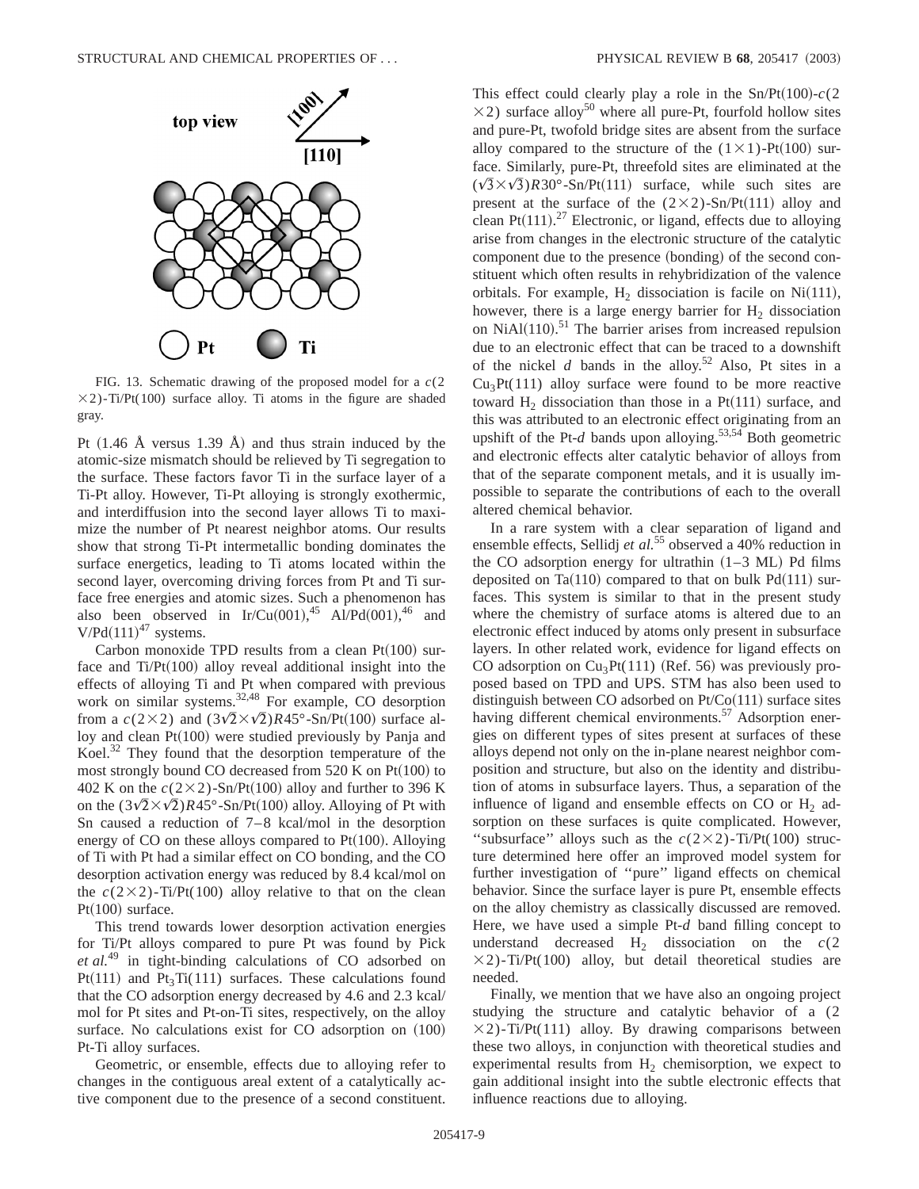FIG. 13. Schematic drawing of the proposed model for a $c(2\times2)$-Ti/Pt(100) surface alloy. Ti atoms in the figure are shaded gray.

Pt (1.46 Å versus 1.39 Å) and thus strain induced by the atomic-size mismatch should be relieved by Ti segregation to the surface. These factors favor Ti in the surface layer of a Ti-Pt alloy. However, Ti-Pt alloying is strongly exothermic, and interdiffusion into the second layer allows Ti to maximize the number of Pt nearest neighbor atoms. Our results show that strong Ti-Pt intermetallic bonding dominates the surface energetics, leading to Ti atoms located within the second layer, overcoming driving forces from Pt and Ti surface free energies and atomic sizes. Such a phenomenon has also been observed in Ir/Cu(001),[45] Al/Pd(001),[46] and V/Pd(111)[47] systems.

Carbon monoxide TPD results from a clean Pt(100) surface and Ti/Pt(100) alloy reveal additional insight into the effects of alloying Ti and Pt when compared with previous work on similar systems.[32,48] For example, CO desorption from a $c(2\times2)$ and $(3\sqrt{2}\times\sqrt{2})R45°$-Sn/Pt(100) surface alloy and clean Pt(100) were studied previously by Panja and Koel.[32] They found that the desorption temperature of the most strongly bound CO decreased from 520 K on Pt(100) to 402 K on the $c(2\times2)$-Sn/Pt(100) alloy and further to 396 K on the $(3\sqrt{2}\times\sqrt{2})R45°$-Sn/Pt(100) alloy. Alloying of Pt with Sn caused a reduction of 7–8 kcal/mol in the desorption energy of CO on these alloys compared to Pt(100). Alloying of Ti with Pt had a similar effect on CO bonding, and the CO desorption activation energy was reduced by 8.4 kcal/mol on the $c(2\times2)$-Ti/Pt(100) alloy relative to that on the clean Pt(100) surface.

This trend towards lower desorption activation energies for Ti/Pt alloys compared to pure Pt was found by Pick *et al.*[49] in tight-binding calculations of CO adsorbed on Pt(111) and $Pt_3Ti$(111) surfaces. These calculations found that the CO adsorption energy decreased by 4.6 and 2.3 kcal/mol for Pt sites and Pt-on-Ti sites, respectively, on the alloy surface. No calculations exist for CO adsorption on (100) Pt-Ti alloy surfaces.

Geometric, or ensemble, effects due to alloying refer to changes in the contiguous areal extent of a catalytically active component due to the presence of a second constituent. This effect could clearly play a role in the Sn/Pt(100)-$c(2\times2)$ surface alloy[50] where all pure-Pt, fourfold hollow sites and pure-Pt, twofold bridge sites are absent from the surface alloy compared to the structure of the $(1\times1)$-Pt(100) surface. Similarly, pure-Pt, threefold sites are eliminated at the $(\sqrt{3}\times\sqrt{3})R30°$-Sn/Pt(111) surface, while such sites are present at the surface of the $(2\times2)$-Sn/Pt(111) alloy and clean Pt(111).[27] Electronic, or ligand, effects due to alloying arise from changes in the electronic structure of the catalytic component due to the presence (bonding) of the second constituent which often results in rehybridization of the valence orbitals. For example, $H_2$ dissociation is facile on Ni(111), however, there is a large energy barrier for $H_2$ dissociation on NiAl(110).[51] The barrier arises from increased repulsion due to an electronic effect that can be traced to a downshift of the nickel *d* bands in the alloy.[52] Also, Pt sites in a $Cu_3Pt$(111) alloy surface were found to be more reactive toward $H_2$ dissociation than those in a Pt(111) surface, and this was attributed to an electronic effect originating from an upshift of the Pt-*d* bands upon alloying.[53,54] Both geometric and electronic effects alter catalytic behavior of alloys from that of the separate component metals, and it is usually impossible to separate the contributions of each to the overall altered chemical behavior.

In a rare system with a clear separation of ligand and ensemble effects, Sellidj *et al.*[55] observed a 40% reduction in the CO adsorption energy for ultrathin (1–3 ML) Pd films deposited on Ta(110) compared to that on bulk Pd(111) surfaces. This system is similar to that in the present study where the chemistry of surface atoms is altered due to an electronic effect induced by atoms only present in subsurface layers. In other related work, evidence for ligand effects on CO adsorption on $Cu_3Pt$(111) (Ref. 56) was previously proposed based on TPD and UPS. STM has also been used to distinguish between CO adsorbed on Pt/Co(111) surface sites having different chemical environments.[57] Adsorption energies on different types of sites present at surfaces of these alloys depend not only on the in-plane nearest neighbor composition and structure, but also on the identity and distribution of atoms in subsurface layers. Thus, a separation of the influence of ligand and ensemble effects on CO or $H_2$ adsorption on these surfaces is quite complicated. However, "subsurface" alloys such as the $c(2\times2)$-Ti/Pt(100) structure determined here offer an improved model system for further investigation of "pure" ligand effects on chemical behavior. Since the surface layer is pure Pt, ensemble effects on the alloy chemistry as classically discussed are removed. Here, we have used a simple Pt-*d* band filling concept to understand decreased $H_2$ dissociation on the $c(2\times2)$-Ti/Pt(100) alloy, but detail theoretical studies are needed.

Finally, we mention that we have also an ongoing project studying the structure and catalytic behavior of a $(2\times2)$-Ti/Pt(111) alloy. By drawing comparisons between these two alloys, in conjunction with theoretical studies and experimental results from $H_2$ chemisorption, we expect to gain additional insight into the subtle electronic effects that influence reactions due to alloying.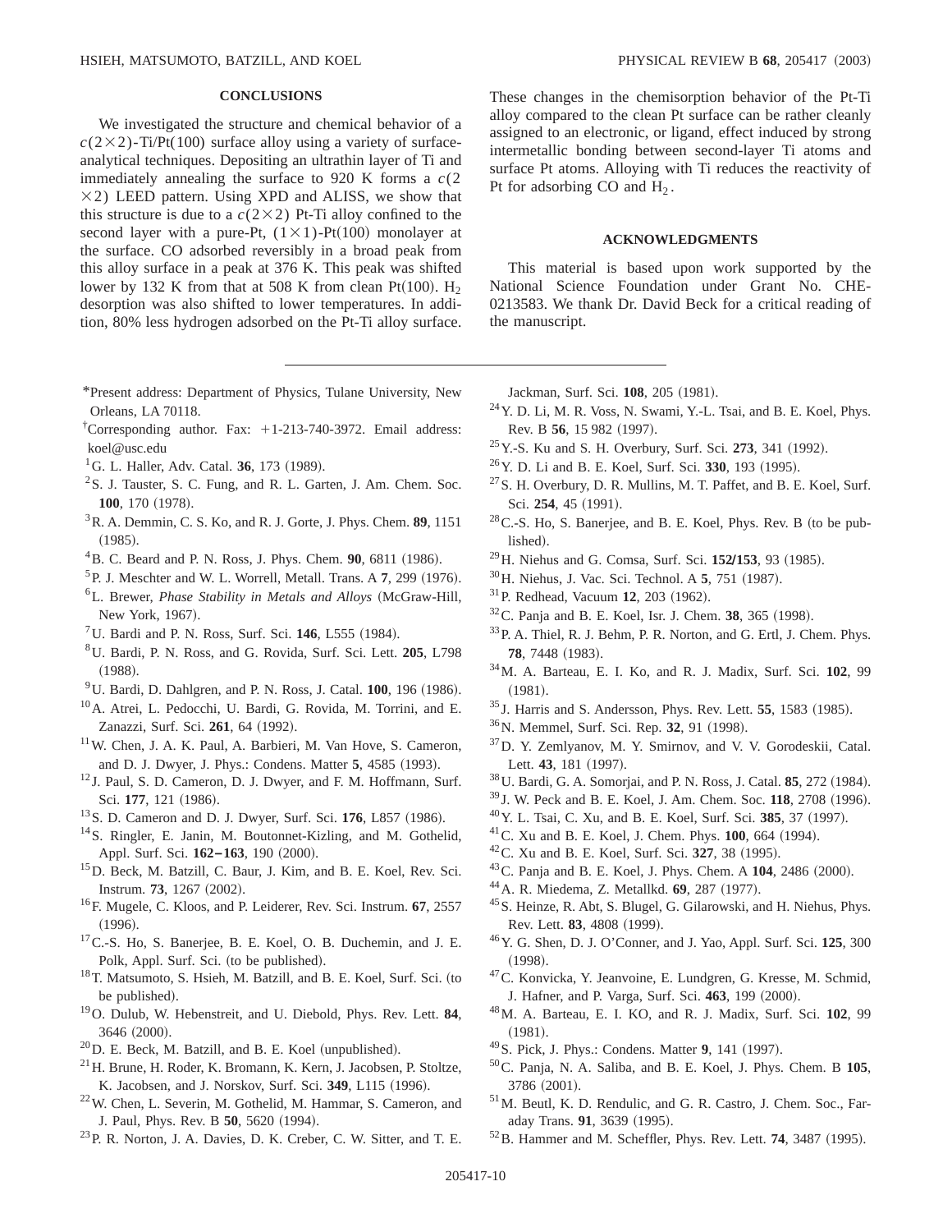## CONCLUSIONS

We investigated the structure and chemical behavior of a $c(2\times2)$-Ti/Pt(100) surface alloy using a variety of surface-analytical techniques. Depositing an ultrathin layer of Ti and immediately annealing the surface to 920 K forms a $c(2\times2)$ LEED pattern. Using XPD and ALISS, we show that this structure is due to a $c(2\times2)$ Pt-Ti alloy confined to the second layer with a pure-Pt, $(1\times1)$-Pt(100) monolayer at the surface. CO adsorbed reversibly in a broad peak from this alloy surface in a peak at 376 K. This peak was shifted lower by 132 K from that at 508 K from clean Pt(100). $H_2$ desorption was also shifted to lower temperatures. In addition, 80% less hydrogen adsorbed on the Pt-Ti alloy surface. These changes in the chemisorption behavior of the Pt-Ti alloy compared to the clean Pt surface can be rather cleanly assigned to an electronic, or ligand, effect induced by strong intermetallic bonding between second-layer Ti atoms and surface Pt atoms. Alloying with Ti reduces the reactivity of Pt for adsorbing CO and $H_2$.

## ACKNOWLEDGMENTS

This material is based upon work supported by the National Science Foundation under Grant No. CHE-0213583. We thank Dr. David Beck for a critical reading of the manuscript.

---

*Present address: Department of Physics, Tulane University, New Orleans, LA 70118.

†Corresponding author. Fax: +1-213-740-3972. Email address: koel@usc.edu

[1] G. L. Haller, Adv. Catal. **36**, 173 (1989).

[2] S. J. Tauster, S. C. Fung, and R. L. Garten, J. Am. Chem. Soc. **100**, 170 (1978).

[3] R. A. Demmin, C. S. Ko, and R. J. Gorte, J. Phys. Chem. **89**, 1151 (1985).

[4] B. C. Beard and P. N. Ross, J. Phys. Chem. **90**, 6811 (1986).

[5] P. J. Meschter and W. L. Worrell, Metall. Trans. A **7**, 299 (1976).

[6] L. Brewer, *Phase Stability in Metals and Alloys* (McGraw-Hill, New York, 1967).

[7] U. Bardi and P. N. Ross, Surf. Sci. **146**, L555 (1984).

[8] U. Bardi, P. N. Ross, and G. Rovida, Surf. Sci. Lett. **205**, L798 (1988).

[9] U. Bardi, D. Dahlgren, and P. N. Ross, J. Catal. **100**, 196 (1986).

[10] A. Atrei, L. Pedocchi, U. Bardi, G. Rovida, M. Torrini, and E. Zanazzi, Surf. Sci. **261**, 64 (1992).

[11] W. Chen, J. A. K. Paul, A. Barbieri, M. Van Hove, S. Cameron, and D. J. Dwyer, J. Phys.: Condens. Matter **5**, 4585 (1993).

[12] J. Paul, S. D. Cameron, D. J. Dwyer, and F. M. Hoffmann, Surf. Sci. **177**, 121 (1986).

[13] S. D. Cameron and D. J. Dwyer, Surf. Sci. **176**, L857 (1986).

[14] S. Ringler, E. Janin, M. Boutonnet-Kizling, and M. Gothelid, Appl. Surf. Sci. **162–163**, 190 (2000).

[15] D. Beck, M. Batzill, C. Baur, J. Kim, and B. E. Koel, Rev. Sci. Instrum. **73**, 1267 (2002).

[16] F. Mugele, C. Kloos, and P. Leiderer, Rev. Sci. Instrum. **67**, 2557 (1996).

[17] C.-S. Ho, S. Banerjee, B. E. Koel, O. B. Duchemin, and J. E. Polk, Appl. Surf. Sci. (to be published).

[18] T. Matsumoto, S. Hsieh, M. Batzill, and B. E. Koel, Surf. Sci. (to be published).

[19] O. Dulub, W. Hebenstreit, and U. Diebold, Phys. Rev. Lett. **84**, 3646 (2000).

[20] D. E. Beck, M. Batzill, and B. E. Koel (unpublished).

[21] H. Brune, H. Roder, K. Bromann, K. Kern, J. Jacobsen, P. Stoltze, K. Jacobsen, and J. Norskov, Surf. Sci. **349**, L115 (1996).

[22] W. Chen, L. Severin, M. Gothelid, M. Hammar, S. Cameron, and J. Paul, Phys. Rev. B **50**, 5620 (1994).

[23] P. R. Norton, J. A. Davies, D. K. Creber, C. W. Sitter, and T. E. Jackman, Surf. Sci. **108**, 205 (1981).

[24] Y. D. Li, M. R. Voss, N. Swami, Y.-L. Tsai, and B. E. Koel, Phys. Rev. B **56**, 15 982 (1997).

[25] Y.-S. Ku and S. H. Overbury, Surf. Sci. **273**, 341 (1992).

[26] Y. D. Li and B. E. Koel, Surf. Sci. **330**, 193 (1995).

[27] S. H. Overbury, D. R. Mullins, M. T. Paffet, and B. E. Koel, Surf. Sci. **254**, 45 (1991).

[28] C.-S. Ho, S. Banerjee, and B. E. Koel, Phys. Rev. B (to be published).

[29] H. Niehus and G. Comsa, Surf. Sci. **152/153**, 93 (1985).

[30] H. Niehus, J. Vac. Sci. Technol. A **5**, 751 (1987).

[31] P. Redhead, Vacuum **12**, 203 (1962).

[32] C. Panja and B. E. Koel, Isr. J. Chem. **38**, 365 (1998).

[33] P. A. Thiel, R. J. Behm, P. R. Norton, and G. Ertl, J. Chem. Phys. **78**, 7448 (1983).

[34] M. A. Barteau, E. I. Ko, and R. J. Madix, Surf. Sci. **102**, 99 (1981).

[35] J. Harris and S. Andersson, Phys. Rev. Lett. **55**, 1583 (1985).

[36] N. Memmel, Surf. Sci. Rep. **32**, 91 (1998).

[37] D. Y. Zemlyanov, M. Y. Smirnov, and V. V. Gorodeskii, Catal. Lett. **43**, 181 (1997).

[38] U. Bardi, G. A. Somorjai, and P. N. Ross, J. Catal. **85**, 272 (1984).

[39] J. W. Peck and B. E. Koel, J. Am. Chem. Soc. **118**, 2708 (1996).

[40] Y. L. Tsai, C. Xu, and B. E. Koel, Surf. Sci. **385**, 37 (1997).

[41] C. Xu and B. E. Koel, J. Chem. Phys. **100**, 664 (1994).

[42] C. Xu and B. E. Koel, Surf. Sci. **327**, 38 (1995).

[43] C. Panja and B. E. Koel, J. Phys. Chem. A **104**, 2486 (2000).

[44] A. R. Miedema, Z. Metallkd. **69**, 287 (1977).

[45] S. Heinze, R. Abt, S. Blugel, G. Gilarowski, and H. Niehus, Phys. Rev. Lett. **83**, 4808 (1999).

[46] Y. G. Shen, D. J. O'Conner, and J. Yao, Appl. Surf. Sci. **125**, 300 (1998).

[47] C. Konvicka, Y. Jeanvoine, E. Lundgren, G. Kresse, M. Schmid, J. Hafner, and P. Varga, Surf. Sci. **463**, 199 (2000).

[48] M. A. Barteau, E. I. KO, and R. J. Madix, Surf. Sci. **102**, 99 (1981).

[49] S. Pick, J. Phys.: Condens. Matter **9**, 141 (1997).

[50] C. Panja, N. A. Saliba, and B. E. Koel, J. Phys. Chem. B **105**, 3786 (2001).

[51] M. Beutl, K. D. Rendulic, and G. R. Castro, J. Chem. Soc., Faraday Trans. **91**, 3639 (1995).

[52] B. Hammer and M. Scheffler, Phys. Rev. Lett. **74**, 3487 (1995).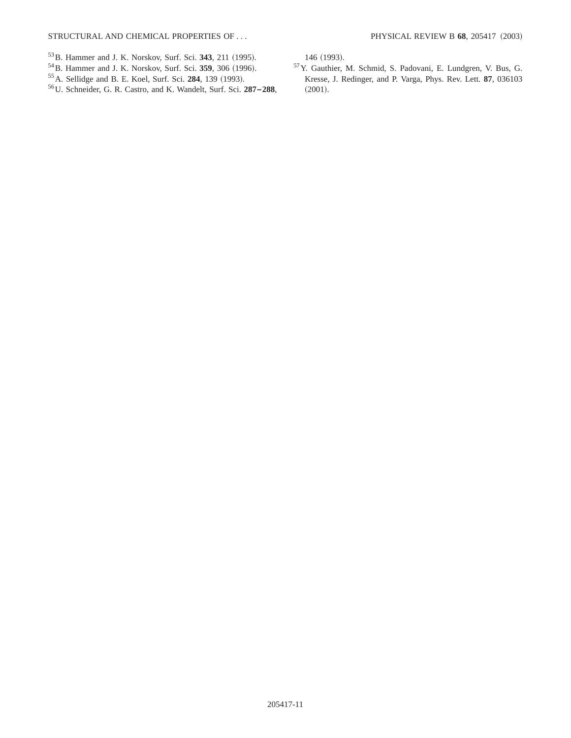[53] B. Hammer and J. K. Norskov, Surf. Sci. **343**, 211 (1995).

[54] B. Hammer and J. K. Norskov, Surf. Sci. **359**, 306 (1996).

[55] A. Sellidge and B. E. Koel, Surf. Sci. **284**, 139 (1993).

[56] U. Schneider, G. R. Castro, and K. Wandelt, Surf. Sci. **287–288**, 146 (1993).

[57] Y. Gauthier, M. Schmid, S. Padovani, E. Lundgren, V. Bus, G. Kresse, J. Redinger, and P. Varga, Phys. Rev. Lett. **87**, 036103 (2001).